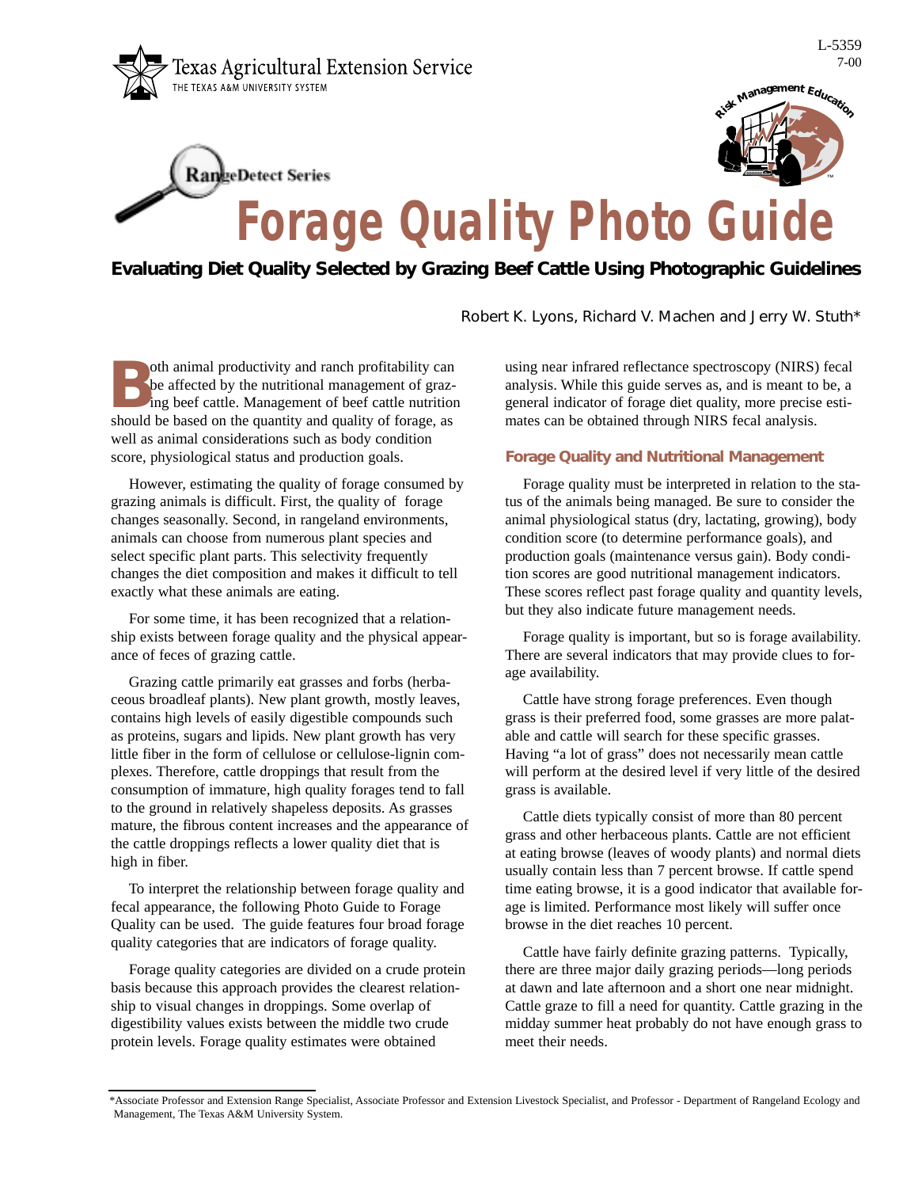Texas Agricultural Extension Service
THE TEXAS A&M UNIVERSITY SYSTEM

L-5359
7-00

Risk Management Education

RangeDetect Series

# Forage Quality Photo Guide

## Evaluating Diet Quality Selected by Grazing Beef Cattle Using Photographic Guidelines

Robert K. Lyons, Richard V. Machen and Jerry W. Stuth*

Both animal productivity and ranch profitability can be affected by the nutritional management of grazing beef cattle. Management of beef cattle nutrition should be based on the quantity and quality of forage, as well as animal considerations such as body condition score, physiological status and production goals.

However, estimating the quality of forage consumed by grazing animals is difficult. First, the quality of forage changes seasonally. Second, in rangeland environments, animals can choose from numerous plant species and select specific plant parts. This selectivity frequently changes the diet composition and makes it difficult to tell exactly what these animals are eating.

For some time, it has been recognized that a relationship exists between forage quality and the physical appearance of feces of grazing cattle.

Grazing cattle primarily eat grasses and forbs (herbaceous broadleaf plants). New plant growth, mostly leaves, contains high levels of easily digestible compounds such as proteins, sugars and lipids. New plant growth has very little fiber in the form of cellulose or cellulose-lignin complexes. Therefore, cattle droppings that result from the consumption of immature, high quality forages tend to fall to the ground in relatively shapeless deposits. As grasses mature, the fibrous content increases and the appearance of the cattle droppings reflects a lower quality diet that is high in fiber.

To interpret the relationship between forage quality and fecal appearance, the following Photo Guide to Forage Quality can be used. The guide features four broad forage quality categories that are indicators of forage quality.

Forage quality categories are divided on a crude protein basis because this approach provides the clearest relationship to visual changes in droppings. Some overlap of digestibility values exists between the middle two crude protein levels. Forage quality estimates were obtained using near infrared reflectance spectroscopy (NIRS) fecal analysis. While this guide serves as, and is meant to be, a general indicator of forage diet quality, more precise estimates can be obtained through NIRS fecal analysis.

### Forage Quality and Nutritional Management

Forage quality must be interpreted in relation to the status of the animals being managed. Be sure to consider the animal physiological status (dry, lactating, growing), body condition score (to determine performance goals), and production goals (maintenance versus gain). Body condition scores are good nutritional management indicators. These scores reflect past forage quality and quantity levels, but they also indicate future management needs.

Forage quality is important, but so is forage availability. There are several indicators that may provide clues to forage availability.

Cattle have strong forage preferences. Even though grass is their preferred food, some grasses are more palatable and cattle will search for these specific grasses. Having "a lot of grass" does not necessarily mean cattle will perform at the desired level if very little of the desired grass is available.

Cattle diets typically consist of more than 80 percent grass and other herbaceous plants. Cattle are not efficient at eating browse (leaves of woody plants) and normal diets usually contain less than 7 percent browse. If cattle spend time eating browse, it is a good indicator that available forage is limited. Performance most likely will suffer once browse in the diet reaches 10 percent.

Cattle have fairly definite grazing patterns. Typically, there are three major daily grazing periods—long periods at dawn and late afternoon and a short one near midnight. Cattle graze to fill a need for quantity. Cattle grazing in the midday summer heat probably do not have enough grass to meet their needs.

*Associate Professor and Extension Range Specialist, Associate Professor and Extension Livestock Specialist, and Professor - Department of Rangeland Ecology and Management, The Texas A&M University System.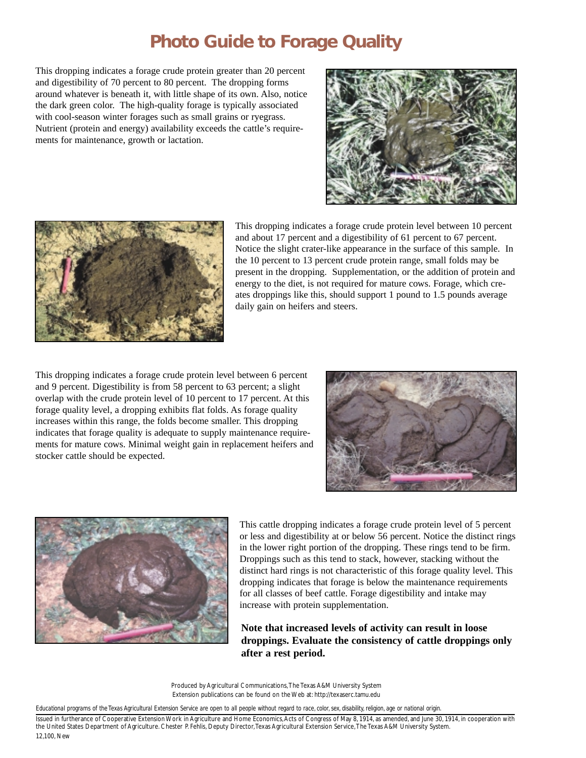# Photo Guide to Forage Quality

This dropping indicates a forage crude protein greater than 20 percent and digestibility of 70 percent to 80 percent. The dropping forms around whatever is beneath it, with little shape of its own. Also, notice the dark green color. The high-quality forage is typically associated with cool-season winter forages such as small grains or ryegrass. Nutrient (protein and energy) availability exceeds the cattle's requirements for maintenance, growth or lactation.

This dropping indicates a forage crude protein level between 10 percent and about 17 percent and a digestibility of 61 percent to 67 percent. Notice the slight crater-like appearance in the surface of this sample. In the 10 percent to 13 percent crude protein range, small folds may be present in the dropping. Supplementation, or the addition of protein and energy to the diet, is not required for mature cows. Forage, which creates droppings like this, should support 1 pound to 1.5 pounds average daily gain on heifers and steers.

This dropping indicates a forage crude protein level between 6 percent and 9 percent. Digestibility is from 58 percent to 63 percent; a slight overlap with the crude protein level of 10 percent to 17 percent. At this forage quality level, a dropping exhibits flat folds. As forage quality increases within this range, the folds become smaller. This dropping indicates that forage quality is adequate to supply maintenance requirements for mature cows. Minimal weight gain in replacement heifers and stocker cattle should be expected.

This cattle dropping indicates a forage crude protein level of 5 percent or less and digestibility at or below 56 percent. Notice the distinct rings in the lower right portion of the dropping. These rings tend to be firm. Droppings such as this tend to stack, however, stacking without the distinct hard rings is not characteristic of this forage quality level. This dropping indicates that forage is below the maintenance requirements for all classes of beef cattle. Forage digestibility and intake may increase with protein supplementation.

**Note that increased levels of activity can result in loose droppings. Evaluate the consistency of cattle droppings only after a rest period.**

Produced by Agricultural Communications, The Texas A&M University System
Extension publications can be found on the Web at: http://texaserc.tamu.edu

Educational programs of the Texas Agricultural Extension Service are open to all people without regard to race, color, sex, disability, religion, age or national origin.

Issued in furtherance of Cooperative Extension Work in Agriculture and Home Economics, Acts of Congress of May 8, 1914, as amended, and June 30, 1914, in cooperation with the United States Department of Agriculture. Chester P. Fehlis, Deputy Director, Texas Agricultural Extension Service, The Texas A&M University System.
12,100, New